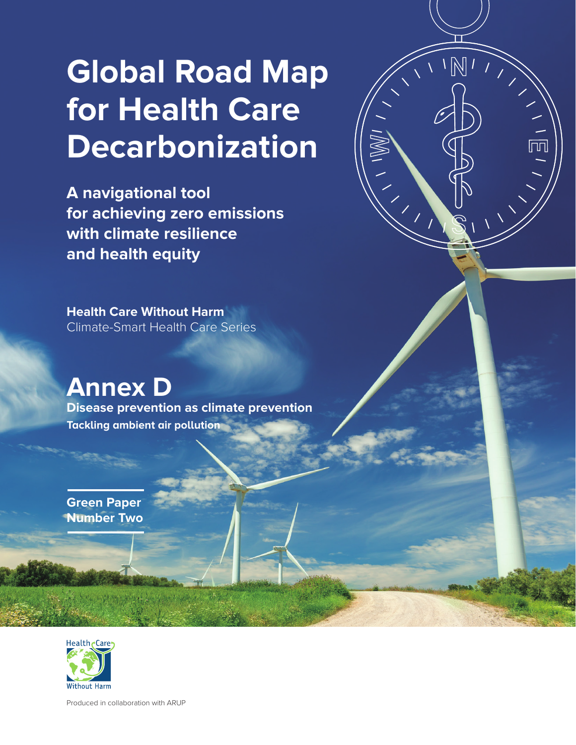# Global Road Map for Health Care Decarbonization

**A navigational tool for achieving zero emissions with climate resilience and health equity**

**Health Care Without Harm**
Climate-Smart Health Care Series

## Annex D

**Disease prevention as climate prevention**

**Tackling ambient air pollution**

**Green Paper Number Two**

Produced in collaboration with ARUP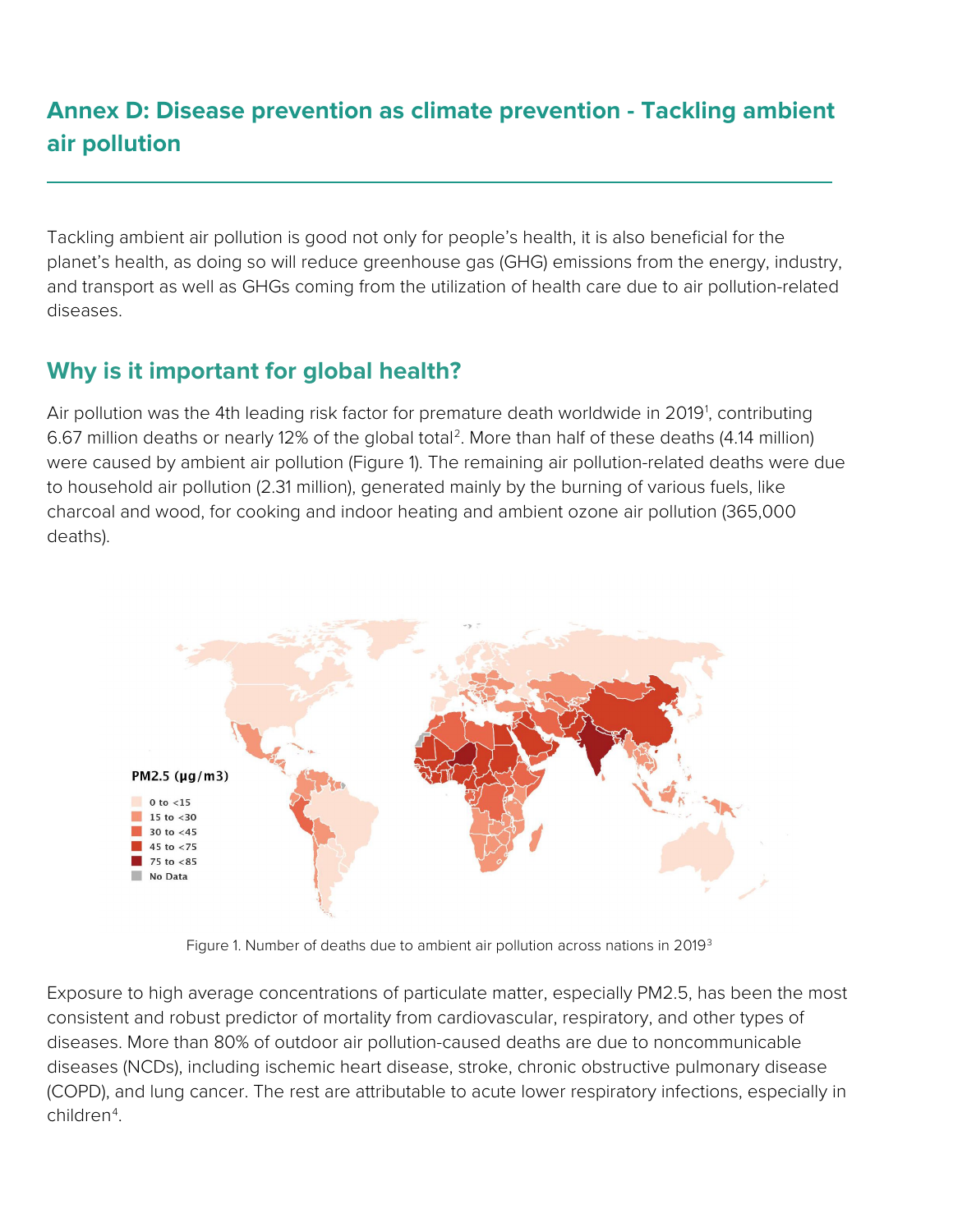## Annex D: Disease prevention as climate prevention - Tackling ambient air pollution

Tackling ambient air pollution is good not only for people's health, it is also beneficial for the planet's health, as doing so will reduce greenhouse gas (GHG) emissions from the energy, industry, and transport as well as GHGs coming from the utilization of health care due to air pollution-related diseases.

### Why is it important for global health?

Air pollution was the 4th leading risk factor for premature death worldwide in 2019[1], contributing 6.67 million deaths or nearly 12% of the global total[2]. More than half of these deaths (4.14 million) were caused by ambient air pollution (Figure 1). The remaining air pollution-related deaths were due to household air pollution (2.31 million), generated mainly by the burning of various fuels, like charcoal and wood, for cooking and indoor heating and ambient ozone air pollution (365,000 deaths).

Figure 1. Number of deaths due to ambient air pollution across nations in 2019[3]

Exposure to high average concentrations of particulate matter, especially PM2.5, has been the most consistent and robust predictor of mortality from cardiovascular, respiratory, and other types of diseases. More than 80% of outdoor air pollution-caused deaths are due to noncommunicable diseases (NCDs), including ischemic heart disease, stroke, chronic obstructive pulmonary disease (COPD), and lung cancer. The rest are attributable to acute lower respiratory infections, especially in children[4].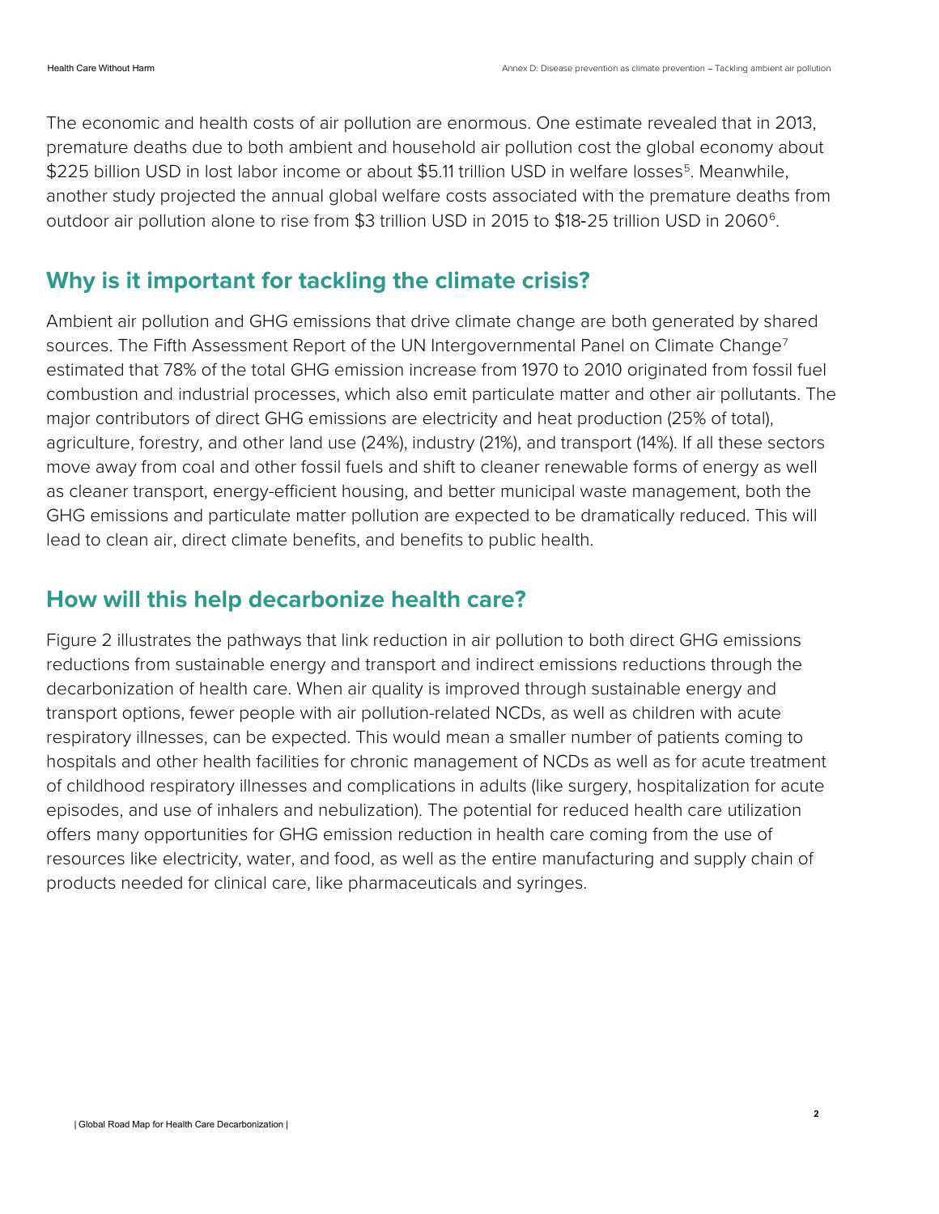The economic and health costs of air pollution are enormous. One estimate revealed that in 2013, premature deaths due to both ambient and household air pollution cost the global economy about $225 billion USD in lost labor income or about $5.11 trillion USD in welfare losses[5]. Meanwhile, another study projected the annual global welfare costs associated with the premature deaths from outdoor air pollution alone to rise from $3 trillion USD in 2015 to $18-25 trillion USD in 2060[6].

## Why is it important for tackling the climate crisis?

Ambient air pollution and GHG emissions that drive climate change are both generated by shared sources. The Fifth Assessment Report of the UN Intergovernmental Panel on Climate Change[7] estimated that 78% of the total GHG emission increase from 1970 to 2010 originated from fossil fuel combustion and industrial processes, which also emit particulate matter and other air pollutants. The major contributors of direct GHG emissions are electricity and heat production (25% of total), agriculture, forestry, and other land use (24%), industry (21%), and transport (14%). If all these sectors move away from coal and other fossil fuels and shift to cleaner renewable forms of energy as well as cleaner transport, energy-efficient housing, and better municipal waste management, both the GHG emissions and particulate matter pollution are expected to be dramatically reduced. This will lead to clean air, direct climate benefits, and benefits to public health.

## How will this help decarbonize health care?

Figure 2 illustrates the pathways that link reduction in air pollution to both direct GHG emissions reductions from sustainable energy and transport and indirect emissions reductions through the decarbonization of health care. When air quality is improved through sustainable energy and transport options, fewer people with air pollution-related NCDs, as well as children with acute respiratory illnesses, can be expected. This would mean a smaller number of patients coming to hospitals and other health facilities for chronic management of NCDs as well as for acute treatment of childhood respiratory illnesses and complications in adults (like surgery, hospitalization for acute episodes, and use of inhalers and nebulization). The potential for reduced health care utilization offers many opportunities for GHG emission reduction in health care coming from the use of resources like electricity, water, and food, as well as the entire manufacturing and supply chain of products needed for clinical care, like pharmaceuticals and syringes.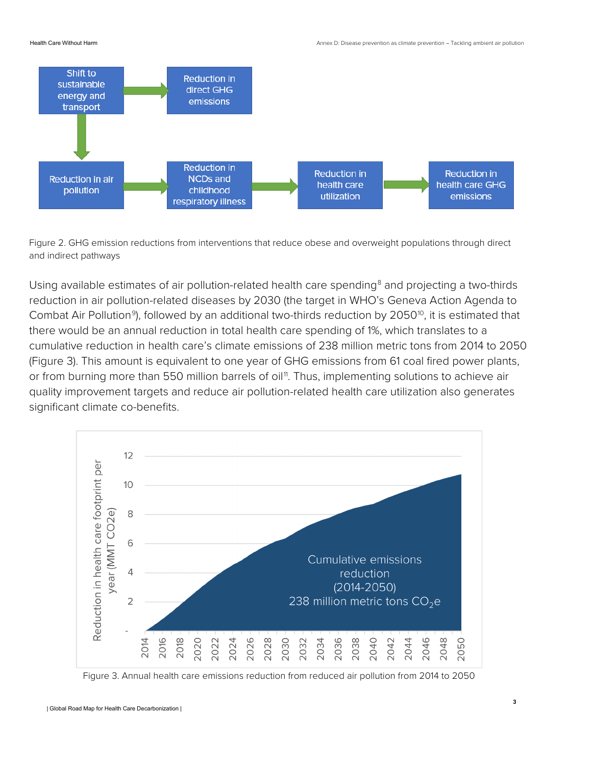Figure 2. GHG emission reductions from interventions that reduce obese and overweight populations through direct and indirect pathways

Using available estimates of air pollution-related health care spending[8] and projecting a two-thirds reduction in air pollution-related diseases by 2030 (the target in WHO's Geneva Action Agenda to Combat Air Pollution[9]), followed by an additional two-thirds reduction by 2050[10], it is estimated that there would be an annual reduction in total health care spending of 1%, which translates to a cumulative reduction in health care's climate emissions of 238 million metric tons from 2014 to 2050 (Figure 3). This amount is equivalent to one year of GHG emissions from 61 coal fired power plants, or from burning more than 550 million barrels of oil[11]. Thus, implementing solutions to achieve air quality improvement targets and reduce air pollution-related health care utilization also generates significant climate co-benefits.

Figure 3. Annual health care emissions reduction from reduced air pollution from 2014 to 2050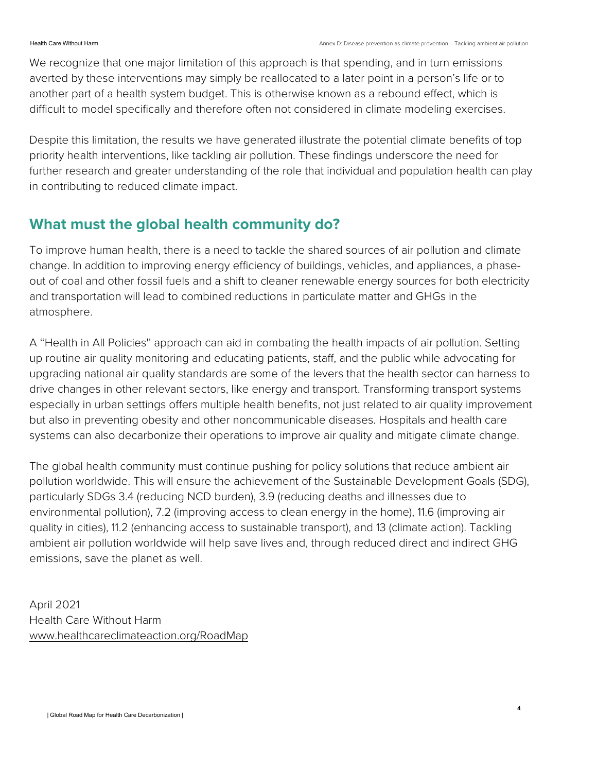We recognize that one major limitation of this approach is that spending, and in turn emissions averted by these interventions may simply be reallocated to a later point in a person's life or to another part of a health system budget. This is otherwise known as a rebound effect, which is difficult to model specifically and therefore often not considered in climate modeling exercises.

Despite this limitation, the results we have generated illustrate the potential climate benefits of top priority health interventions, like tackling air pollution. These findings underscore the need for further research and greater understanding of the role that individual and population health can play in contributing to reduced climate impact.

## What must the global health community do?

To improve human health, there is a need to tackle the shared sources of air pollution and climate change. In addition to improving energy efficiency of buildings, vehicles, and appliances, a phase-out of coal and other fossil fuels and a shift to cleaner renewable energy sources for both electricity and transportation will lead to combined reductions in particulate matter and GHGs in the atmosphere.

A "Health in All Policies" approach can aid in combating the health impacts of air pollution. Setting up routine air quality monitoring and educating patients, staff, and the public while advocating for upgrading national air quality standards are some of the levers that the health sector can harness to drive changes in other relevant sectors, like energy and transport. Transforming transport systems especially in urban settings offers multiple health benefits, not just related to air quality improvement but also in preventing obesity and other noncommunicable diseases. Hospitals and health care systems can also decarbonize their operations to improve air quality and mitigate climate change.

The global health community must continue pushing for policy solutions that reduce ambient air pollution worldwide. This will ensure the achievement of the Sustainable Development Goals (SDG), particularly SDGs 3.4 (reducing NCD burden), 3.9 (reducing deaths and illnesses due to environmental pollution), 7.2 (improving access to clean energy in the home), 11.6 (improving air quality in cities), 11.2 (enhancing access to sustainable transport), and 13 (climate action). Tackling ambient air pollution worldwide will help save lives and, through reduced direct and indirect GHG emissions, save the planet as well.

April 2021
Health Care Without Harm
www.healthcareclimateaction.org/RoadMap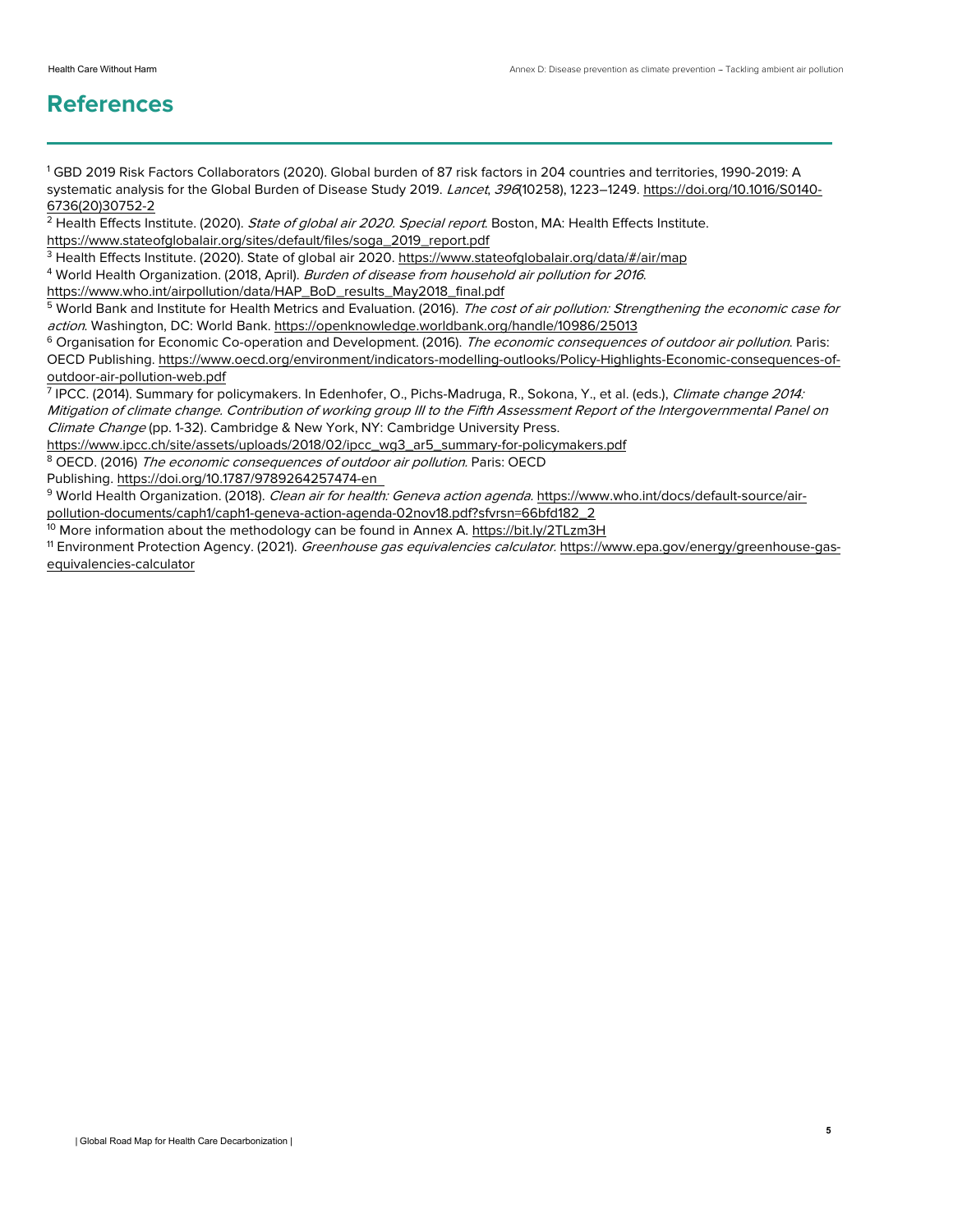# References

[1] GBD 2019 Risk Factors Collaborators (2020). Global burden of 87 risk factors in 204 countries and territories, 1990-2019: A systematic analysis for the Global Burden of Disease Study 2019. *Lancet*, *396*(10258), 1223–1249. https://doi.org/10.1016/S0140-6736(20)30752-2

[2] Health Effects Institute. (2020). *State of global air 2020. Special report*. Boston, MA: Health Effects Institute. https://www.stateofglobalair.org/sites/default/files/soga_2019_report.pdf

[3] Health Effects Institute. (2020). State of global air 2020. https://www.stateofglobalair.org/data/#/air/map

[4] World Health Organization. (2018, April). *Burden of disease from household air pollution for 2016*. https://www.who.int/airpollution/data/HAP_BoD_results_May2018_final.pdf

[5] World Bank and Institute for Health Metrics and Evaluation. (2016). *The cost of air pollution: Strengthening the economic case for action*. Washington, DC: World Bank. https://openknowledge.worldbank.org/handle/10986/25013

[6] Organisation for Economic Co-operation and Development. (2016). *The economic consequences of outdoor air pollution*. Paris: OECD Publishing. https://www.oecd.org/environment/indicators-modelling-outlooks/Policy-Highlights-Economic-consequences-of-outdoor-air-pollution-web.pdf

[7] IPCC. (2014). Summary for policymakers. In Edenhofer, O., Pichs-Madruga, R., Sokona, Y., et al. (eds.), *Climate change 2014: Mitigation of climate change. Contribution of working group III to the Fifth Assessment Report of the Intergovernmental Panel on Climate Change* (pp. 1-32). Cambridge & New York, NY: Cambridge University Press. https://www.ipcc.ch/site/assets/uploads/2018/02/ipcc_wg3_ar5_summary-for-policymakers.pdf

[8] OECD. (2016) *The economic consequences of outdoor air pollution.* Paris: OECD Publishing. https://doi.org/10.1787/9789264257474-en

[9] World Health Organization. (2018). *Clean air for health: Geneva action agenda.* https://www.who.int/docs/default-source/air-pollution-documents/caph1/caph1-geneva-action-agenda-02nov18.pdf?sfvrsn=66bfd182_2

[10] More information about the methodology can be found in Annex A. https://bit.ly/2TLzm3H

[11] Environment Protection Agency. (2021). *Greenhouse gas equivalencies calculator*. https://www.epa.gov/energy/greenhouse-gas-equivalencies-calculator